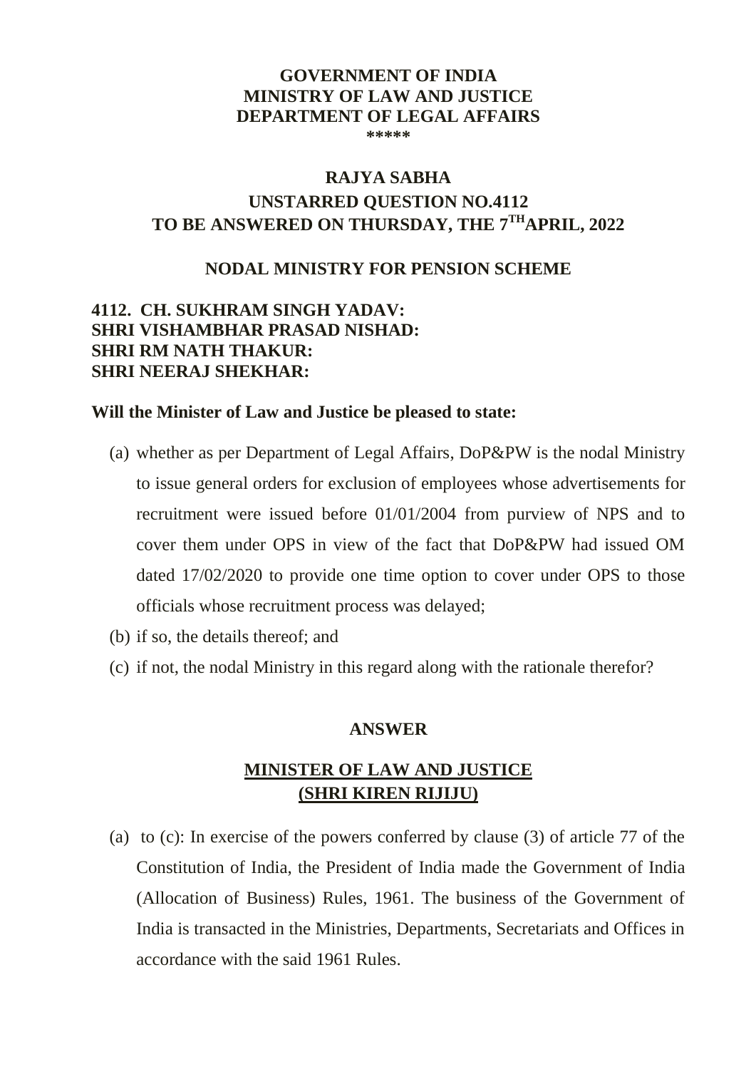**GOVERNMENT OF INDIA**
**MINISTRY OF LAW AND JUSTICE**
**DEPARTMENT OF LEGAL AFFAIRS**
**\*\*\*\*\***

**RAJYA SABHA**
**UNSTARRED QUESTION NO.4112**
**TO BE ANSWERED ON THURSDAY, THE 7TH APRIL, 2022**

**NODAL MINISTRY FOR PENSION SCHEME**

**4112. CH. SUKHRAM SINGH YADAV:**
**SHRI VISHAMBHAR PRASAD NISHAD:**
**SHRI RM NATH THAKUR:**
**SHRI NEERAJ SHEKHAR:**

**Will the Minister of Law and Justice be pleased to state:**

(a) whether as per Department of Legal Affairs, DoP&PW is the nodal Ministry to issue general orders for exclusion of employees whose advertisements for recruitment were issued before 01/01/2004 from purview of NPS and to cover them under OPS in view of the fact that DoP&PW had issued OM dated 17/02/2020 to provide one time option to cover under OPS to those officials whose recruitment process was delayed;

(b) if so, the details thereof; and

(c) if not, the nodal Ministry in this regard along with the rationale therefor?

**ANSWER**

**MINISTER OF LAW AND JUSTICE**
**(SHRI KIREN RIJIJU)**

(a) to (c): In exercise of the powers conferred by clause (3) of article 77 of the Constitution of India, the President of India made the Government of India (Allocation of Business) Rules, 1961. The business of the Government of India is transacted in the Ministries, Departments, Secretariats and Offices in accordance with the said 1961 Rules.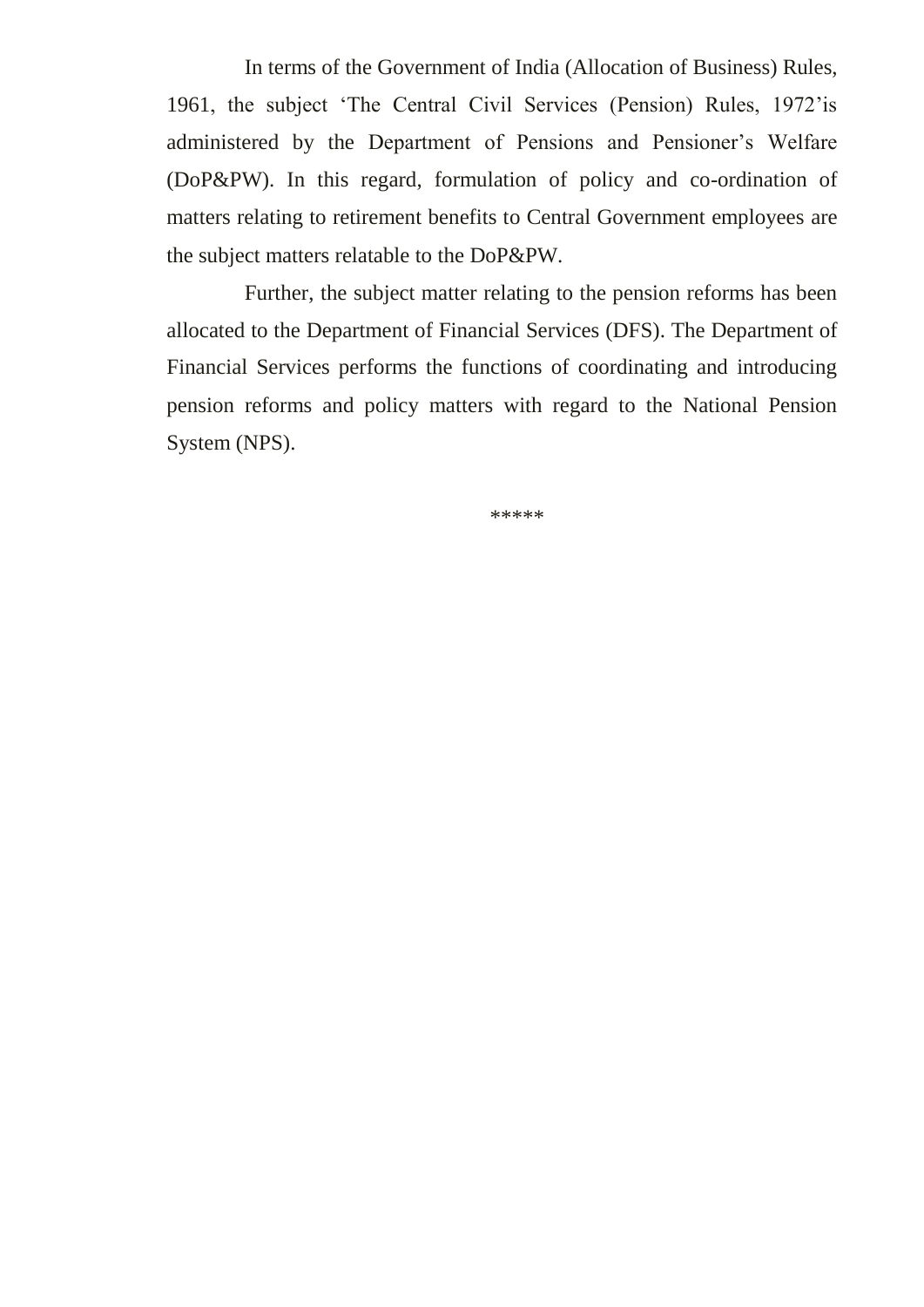In terms of the Government of India (Allocation of Business) Rules, 1961, the subject 'The Central Civil Services (Pension) Rules, 1972'is administered by the Department of Pensions and Pensioner's Welfare (DoP&PW). In this regard, formulation of policy and co-ordination of matters relating to retirement benefits to Central Government employees are the subject matters relatable to the DoP&PW.

Further, the subject matter relating to the pension reforms has been allocated to the Department of Financial Services (DFS). The Department of Financial Services performs the functions of coordinating and introducing pension reforms and policy matters with regard to the National Pension System (NPS).

*****